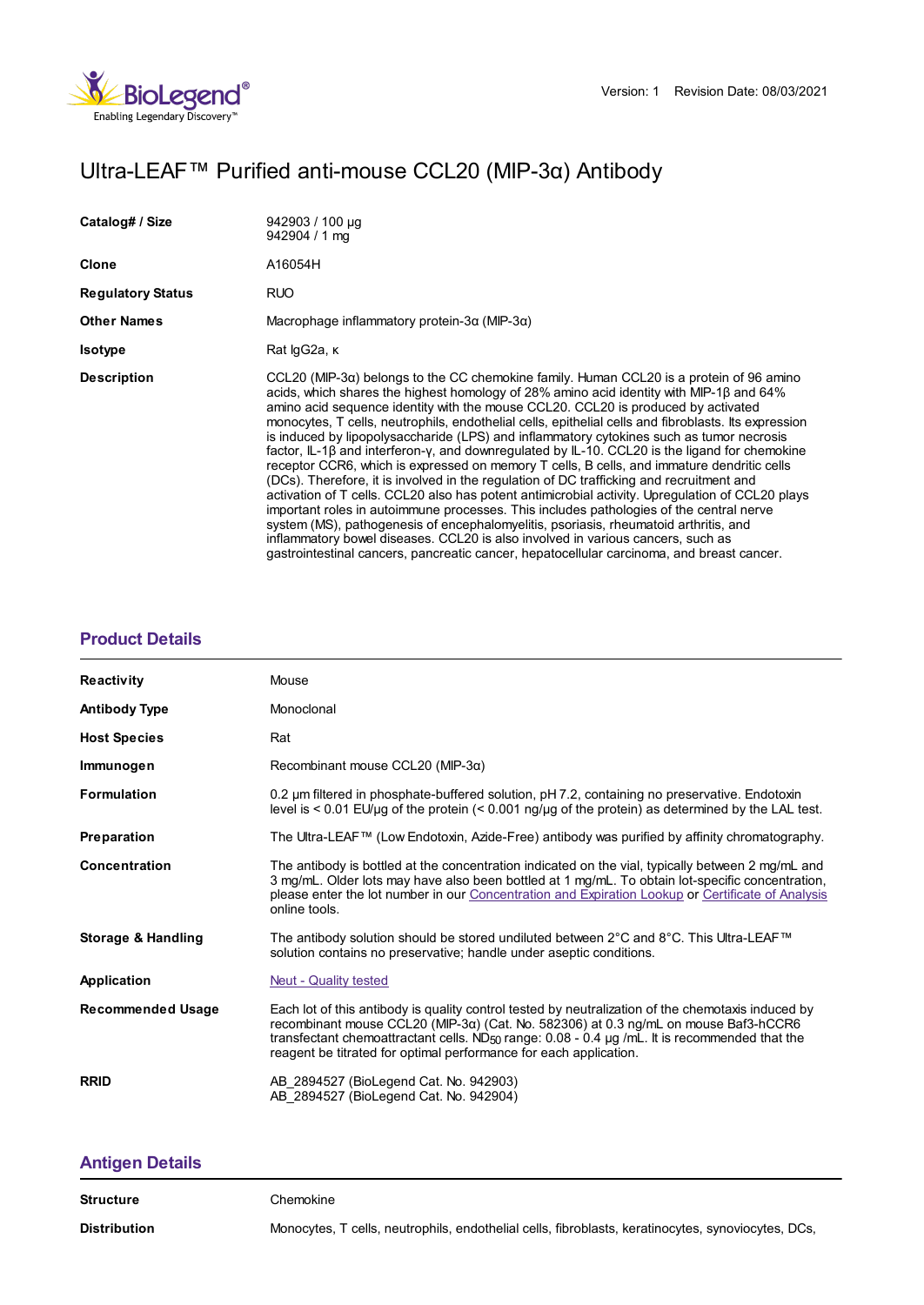# Ultra-LEAF™ Purified anti-mouse CCL20 (MIP-3α) Antibody

| | |
|---|---|
| **Catalog# / Size** | 942903 / 100 µg<br>942904 / 1 mg |
| **Clone** | A16054H |
| **Regulatory Status** | RUO |
| **Other Names** | Macrophage inflammatory protein-3α (MIP-3α) |
| **Isotype** | Rat IgG2a, κ |
| **Description** | CCL20 (MIP-3α) belongs to the CC chemokine family. Human CCL20 is a protein of 96 amino acids, which shares the highest homology of 28% amino acid identity with MIP-1β and 64% amino acid sequence identity with the mouse CCL20. CCL20 is produced by activated monocytes, T cells, neutrophils, endothelial cells, epithelial cells and fibroblasts. Its expression is induced by lipopolysaccharide (LPS) and inflammatory cytokines such as tumor necrosis factor, IL-1β and interferon-γ, and downregulated by IL-10. CCL20 is the ligand for chemokine receptor CCR6, which is expressed on memory T cells, B cells, and immature dendritic cells (DCs). Therefore, it is involved in the regulation of DC trafficking and recruitment and activation of T cells. CCL20 also has potent antimicrobial activity. Upregulation of CCL20 plays important roles in autoimmune processes. This includes pathologies of the central nerve system (MS), pathogenesis of encephalomyelitis, psoriasis, rheumatoid arthritis, and inflammatory bowel diseases. CCL20 is also involved in various cancers, such as gastrointestinal cancers, pancreatic cancer, hepatocellular carcinoma, and breast cancer. |

## Product Details

| | |
|---|---|
| **Reactivity** | Mouse |
| **Antibody Type** | Monoclonal |
| **Host Species** | Rat |
| **Immunogen** | Recombinant mouse CCL20 (MIP-3α) |
| **Formulation** | 0.2 µm filtered in phosphate-buffered solution, pH 7.2, containing no preservative. Endotoxin level is < 0.01 EU/µg of the protein (< 0.001 ng/µg of the protein) as determined by the LAL test. |
| **Preparation** | The Ultra-LEAF™ (Low Endotoxin, Azide-Free) antibody was purified by affinity chromatography. |
| **Concentration** | The antibody is bottled at the concentration indicated on the vial, typically between 2 mg/mL and 3 mg/mL. Older lots may have also been bottled at 1 mg/mL. To obtain lot-specific concentration, please enter the lot number in our Concentration and Expiration Lookup or Certificate of Analysis online tools. |
| **Storage & Handling** | The antibody solution should be stored undiluted between 2°C and 8°C. This Ultra-LEAF™ solution contains no preservative; handle under aseptic conditions. |
| **Application** | Neut - Quality tested |
| **Recommended Usage** | Each lot of this antibody is quality control tested by neutralization of the chemotaxis induced by recombinant mouse CCL20 (MIP-3α) (Cat. No. 582306) at 0.3 ng/mL on mouse Baf3-hCCR6 transfectant chemoattractant cells. $ND_{50}$ range: 0.08 - 0.4 µg /mL. It is recommended that the reagent be titrated for optimal performance for each application. |
| **RRID** | AB_2894527 (BioLegend Cat. No. 942903)<br>AB_2894527 (BioLegend Cat. No. 942904) |

## Antigen Details

| | |
|---|---|
| **Structure** | Chemokine |
| **Distribution** | Monocytes, T cells, neutrophils, endothelial cells, fibroblasts, keratinocytes, synoviocytes, DCs, |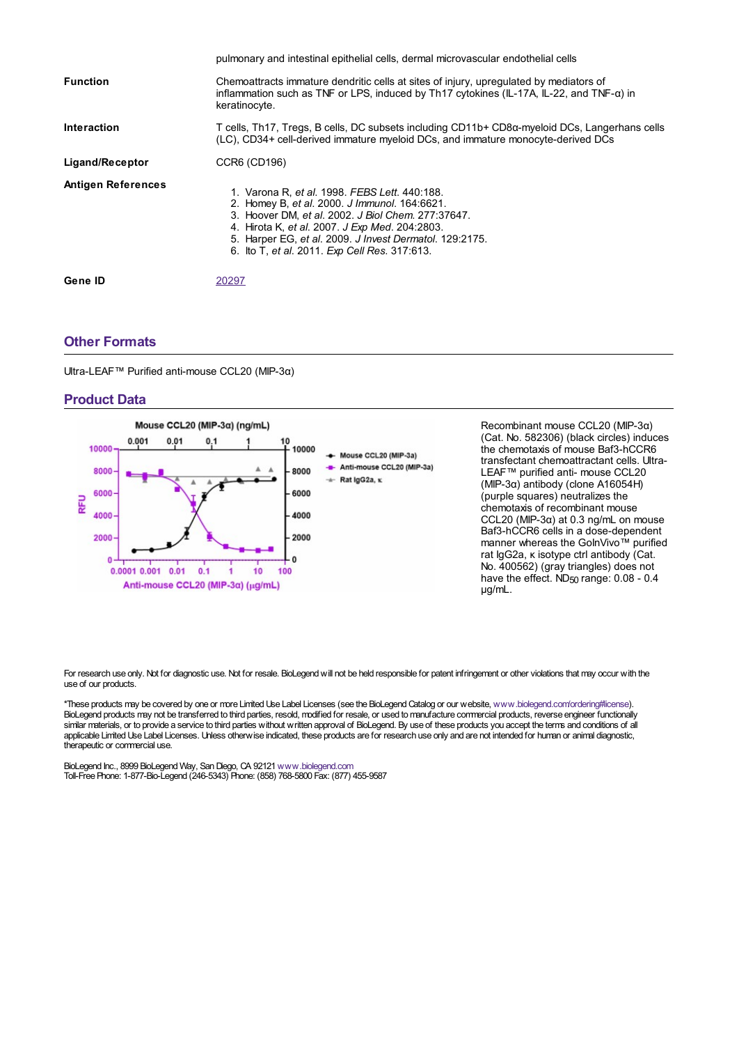pulmonary and intestinal epithelial cells, dermal microvascular endothelial cells

**Function**

Chemoattracts immature dendritic cells at sites of injury, upregulated by mediators of inflammation such as TNF or LPS, induced by Th17 cytokines (IL-17A, IL-22, and TNF-α) in keratinocyte.

**Interaction**

T cells, Th17, Tregs, B cells, DC subsets including CD11b+ CD8α-myeloid DCs, Langerhans cells (LC), CD34+ cell-derived immature myeloid DCs, and immature monocyte-derived DCs

**Ligand/Receptor**

CCR6 (CD196)

**Antigen References**

1. Varona R, *et al.* 1998. *FEBS Lett.* 440:188.
2. Homey B, *et al.* 2000. *J Immunol.* 164:6621.
3. Hoover DM, *et al.* 2002. *J Biol Chem.* 277:37647.
4. Hirota K, *et al.* 2007. *J Exp Med.* 204:2803.
5. Harper EG, *et al.* 2009. *J Invest Dermatol.* 129:2175.
6. Ito T, *et al.* 2011. *Exp Cell Res.* 317:613.

**Gene ID**

20297

## Other Formats

Ultra-LEAF™ Purified anti-mouse CCL20 (MIP-3α)

## Product Data

Mouse CCL20 (MIP-3α) (ng/mL)
0.001 0.01 0.1 1 10
RFU
10000 8000 6000 4000 2000 0
0.0001 0.001 0.01 0.1 1 10 100
Anti-mouse CCL20 (MIP-3α) (μg/mL)
Mouse CCL20 (MIP-3a)
Anti-mouse CCL20 (MIP-3a)
Rat IgG2a, κ

Recombinant mouse CCL20 (MIP-3α) (Cat. No. 582306) (black circles) induces the chemotaxis of mouse Baf3-hCCR6 transfectant chemoattractant cells. Ultra-LEAF™ purified anti- mouse CCL20 (MIP-3α) antibody (clone A16054H) (purple squares) neutralizes the chemotaxis of recombinant mouse CCL20 (MIP-3α) at 0.3 ng/mL on mouse Baf3-hCCR6 cells in a dose-dependent manner whereas the GoInVivo™ purified rat IgG2a, κ isotype ctrl antibody (Cat. No. 400562) (gray triangles) does not have the effect. $ND_{50}$ range: 0.08 - 0.4 μg/mL.

For research use only. Not for diagnostic use. Not for resale. BioLegend will not be held responsible for patent infringement or other violations that may occur with the use of our products.

*These products may be covered by one or more Limited Use Label Licenses (see the BioLegend Catalog or our website, www.biolegend.com/ordering#license). BioLegend products may not be transferred to third parties, resold, modified for resale, or used to manufacture commercial products, reverse engineer functionally similar materials, or to provide a service to third parties without written approval of BioLegend. By use of these products you accept the terms and conditions of all applicable Limited Use Label Licenses. Unless otherwise indicated, these products are for research use only and are not intended for human or animal diagnostic, therapeutic or commercial use.

BioLegend Inc., 8999 BioLegend Way, San Diego, CA 92121 www.biolegend.com
Toll-Free Phone: 1-877-Bio-Legend (246-5343) Phone: (858) 768-5800 Fax: (877) 455-9587